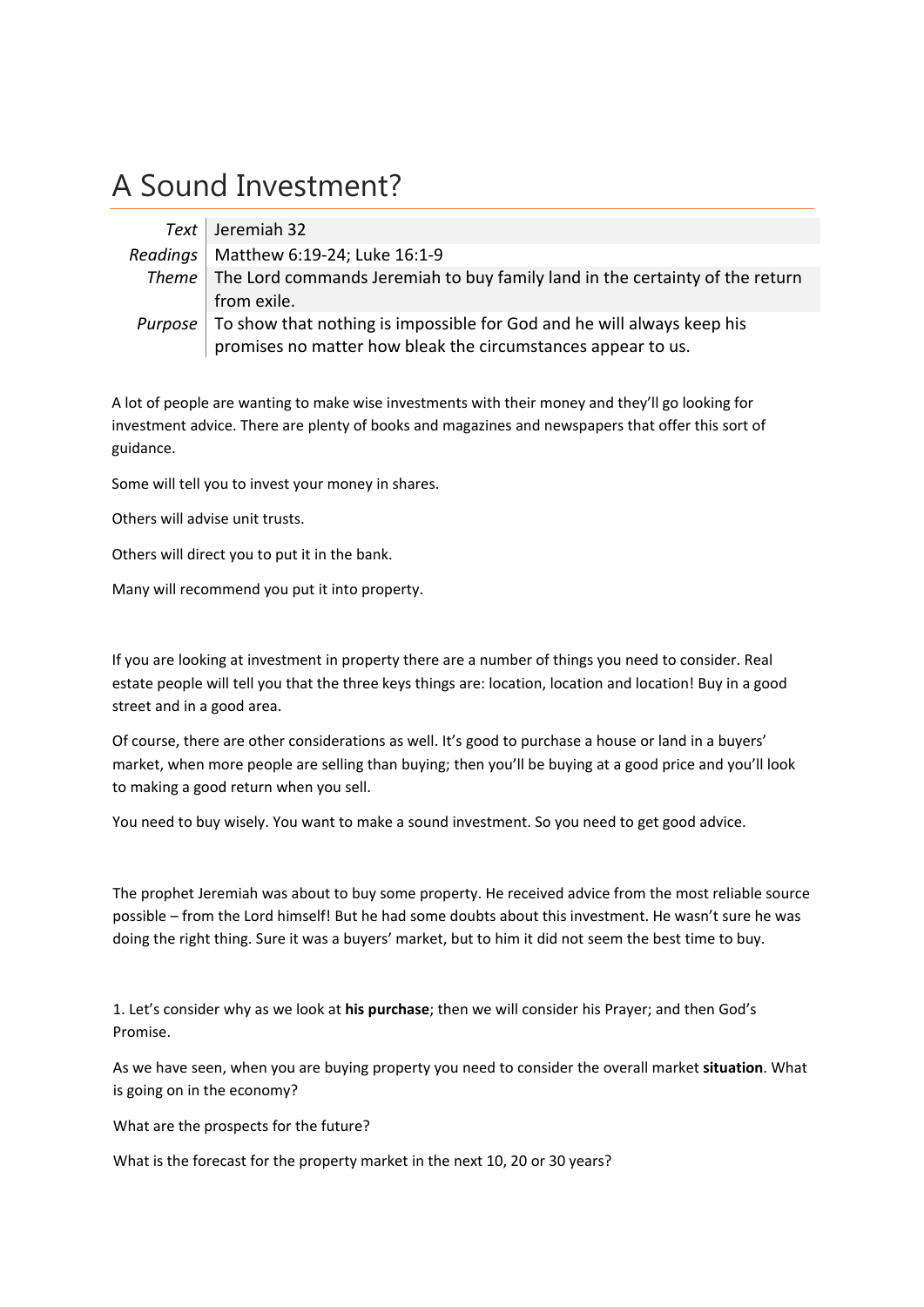# A Sound Investment?

| | |
|---|---|
| *Text* | Jeremiah 32 |
| *Readings* | Matthew 6:19-24; Luke 16:1-9 |
| *Theme* | The Lord commands Jeremiah to buy family land in the certainty of the return from exile. |
| *Purpose* | To show that nothing is impossible for God and he will always keep his promises no matter how bleak the circumstances appear to us. |

A lot of people are wanting to make wise investments with their money and they'll go looking for investment advice. There are plenty of books and magazines and newspapers that offer this sort of guidance.

Some will tell you to invest your money in shares.

Others will advise unit trusts.

Others will direct you to put it in the bank.

Many will recommend you put it into property.

If you are looking at investment in property there are a number of things you need to consider. Real estate people will tell you that the three keys things are: location, location and location! Buy in a good street and in a good area.

Of course, there are other considerations as well. It's good to purchase a house or land in a buyers' market, when more people are selling than buying; then you'll be buying at a good price and you'll look to making a good return when you sell.

You need to buy wisely. You want to make a sound investment. So you need to get good advice.

The prophet Jeremiah was about to buy some property. He received advice from the most reliable source possible – from the Lord himself! But he had some doubts about this investment. He wasn't sure he was doing the right thing. Sure it was a buyers' market, but to him it did not seem the best time to buy.

1. Let's consider why as we look at **his purchase**; then we will consider his Prayer; and then God's Promise.

As we have seen, when you are buying property you need to consider the overall market **situation**. What is going on in the economy?

What are the prospects for the future?

What is the forecast for the property market in the next 10, 20 or 30 years?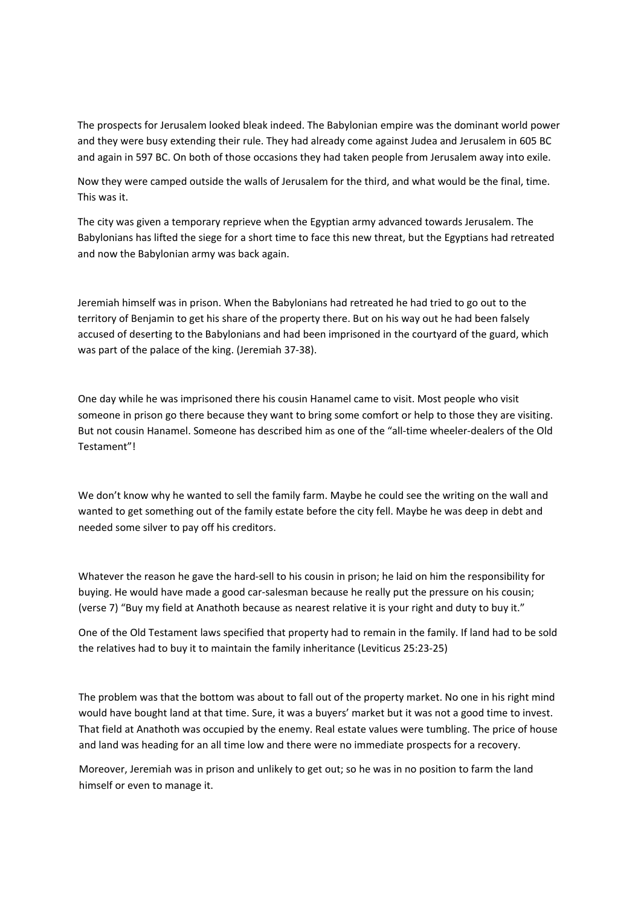The prospects for Jerusalem looked bleak indeed. The Babylonian empire was the dominant world power and they were busy extending their rule. They had already come against Judea and Jerusalem in 605 BC and again in 597 BC. On both of those occasions they had taken people from Jerusalem away into exile.

Now they were camped outside the walls of Jerusalem for the third, and what would be the final, time. This was it.

The city was given a temporary reprieve when the Egyptian army advanced towards Jerusalem. The Babylonians has lifted the siege for a short time to face this new threat, but the Egyptians had retreated and now the Babylonian army was back again.

Jeremiah himself was in prison. When the Babylonians had retreated he had tried to go out to the territory of Benjamin to get his share of the property there. But on his way out he had been falsely accused of deserting to the Babylonians and had been imprisoned in the courtyard of the guard, which was part of the palace of the king. (Jeremiah 37-38).

One day while he was imprisoned there his cousin Hanamel came to visit. Most people who visit someone in prison go there because they want to bring some comfort or help to those they are visiting. But not cousin Hanamel. Someone has described him as one of the "all-time wheeler-dealers of the Old Testament"!

We don't know why he wanted to sell the family farm. Maybe he could see the writing on the wall and wanted to get something out of the family estate before the city fell. Maybe he was deep in debt and needed some silver to pay off his creditors.

Whatever the reason he gave the hard-sell to his cousin in prison; he laid on him the responsibility for buying. He would have made a good car-salesman because he really put the pressure on his cousin; (verse 7) "Buy my field at Anathoth because as nearest relative it is your right and duty to buy it."

One of the Old Testament laws specified that property had to remain in the family. If land had to be sold the relatives had to buy it to maintain the family inheritance (Leviticus 25:23-25)

The problem was that the bottom was about to fall out of the property market. No one in his right mind would have bought land at that time. Sure, it was a buyers' market but it was not a good time to invest. That field at Anathoth was occupied by the enemy. Real estate values were tumbling. The price of house and land was heading for an all time low and there were no immediate prospects for a recovery.

Moreover, Jeremiah was in prison and unlikely to get out; so he was in no position to farm the land himself or even to manage it.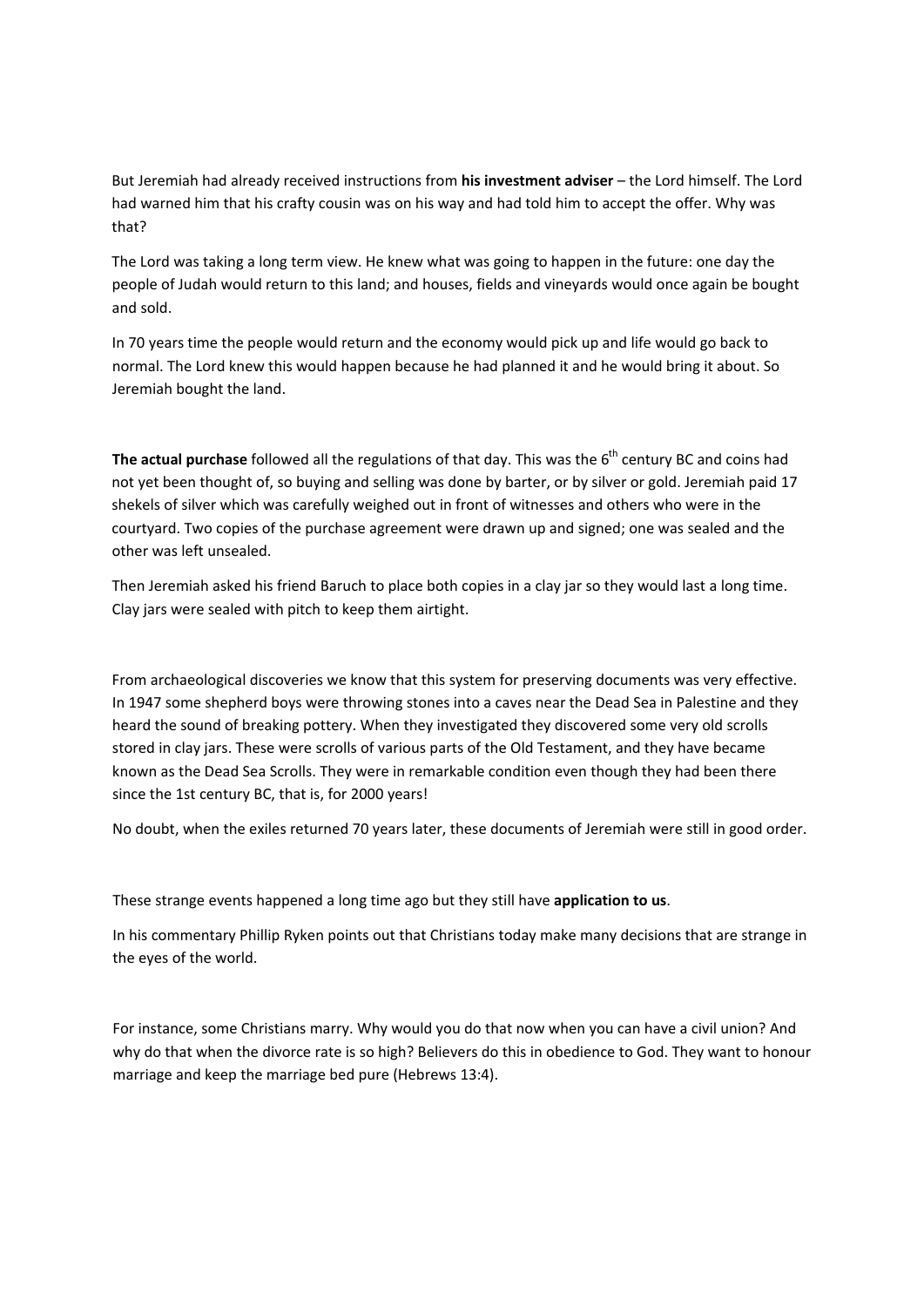But Jeremiah had already received instructions from **his investment adviser** – the Lord himself. The Lord had warned him that his crafty cousin was on his way and had told him to accept the offer. Why was that?

The Lord was taking a long term view. He knew what was going to happen in the future: one day the people of Judah would return to this land; and houses, fields and vineyards would once again be bought and sold.

In 70 years time the people would return and the economy would pick up and life would go back to normal. The Lord knew this would happen because he had planned it and he would bring it about. So Jeremiah bought the land.

**The actual purchase** followed all the regulations of that day. This was the 6th century BC and coins had not yet been thought of, so buying and selling was done by barter, or by silver or gold. Jeremiah paid 17 shekels of silver which was carefully weighed out in front of witnesses and others who were in the courtyard. Two copies of the purchase agreement were drawn up and signed; one was sealed and the other was left unsealed.

Then Jeremiah asked his friend Baruch to place both copies in a clay jar so they would last a long time. Clay jars were sealed with pitch to keep them airtight.

From archaeological discoveries we know that this system for preserving documents was very effective. In 1947 some shepherd boys were throwing stones into a caves near the Dead Sea in Palestine and they heard the sound of breaking pottery. When they investigated they discovered some very old scrolls stored in clay jars. These were scrolls of various parts of the Old Testament, and they have became known as the Dead Sea Scrolls. They were in remarkable condition even though they had been there since the 1st century BC, that is, for 2000 years!

No doubt, when the exiles returned 70 years later, these documents of Jeremiah were still in good order.

These strange events happened a long time ago but they still have **application to us**.

In his commentary Phillip Ryken points out that Christians today make many decisions that are strange in the eyes of the world.

For instance, some Christians marry. Why would you do that now when you can have a civil union? And why do that when the divorce rate is so high? Believers do this in obedience to God. They want to honour marriage and keep the marriage bed pure (Hebrews 13:4).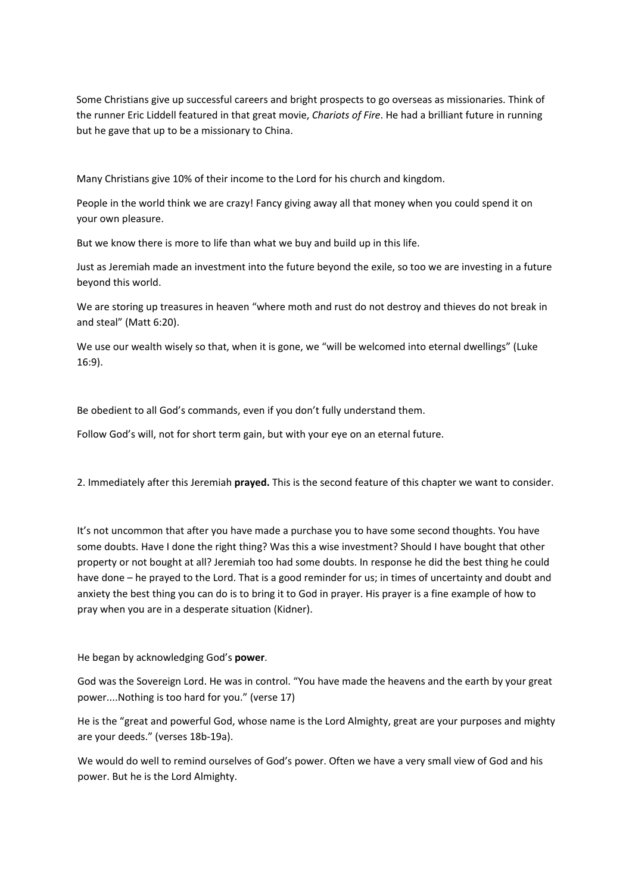Some Christians give up successful careers and bright prospects to go overseas as missionaries. Think of the runner Eric Liddell featured in that great movie, *Chariots of Fire*. He had a brilliant future in running but he gave that up to be a missionary to China.

Many Christians give 10% of their income to the Lord for his church and kingdom.

People in the world think we are crazy! Fancy giving away all that money when you could spend it on your own pleasure.

But we know there is more to life than what we buy and build up in this life.

Just as Jeremiah made an investment into the future beyond the exile, so too we are investing in a future beyond this world.

We are storing up treasures in heaven "where moth and rust do not destroy and thieves do not break in and steal" (Matt 6:20).

We use our wealth wisely so that, when it is gone, we "will be welcomed into eternal dwellings" (Luke 16:9).

Be obedient to all God's commands, even if you don't fully understand them.

Follow God's will, not for short term gain, but with your eye on an eternal future.

2. Immediately after this Jeremiah **prayed.** This is the second feature of this chapter we want to consider.

It's not uncommon that after you have made a purchase you to have some second thoughts. You have some doubts. Have I done the right thing? Was this a wise investment? Should I have bought that other property or not bought at all? Jeremiah too had some doubts. In response he did the best thing he could have done – he prayed to the Lord. That is a good reminder for us; in times of uncertainty and doubt and anxiety the best thing you can do is to bring it to God in prayer. His prayer is a fine example of how to pray when you are in a desperate situation (Kidner).

He began by acknowledging God's **power**.

God was the Sovereign Lord. He was in control. "You have made the heavens and the earth by your great power....Nothing is too hard for you." (verse 17)

He is the "great and powerful God, whose name is the Lord Almighty, great are your purposes and mighty are your deeds." (verses 18b-19a).

We would do well to remind ourselves of God's power. Often we have a very small view of God and his power. But he is the Lord Almighty.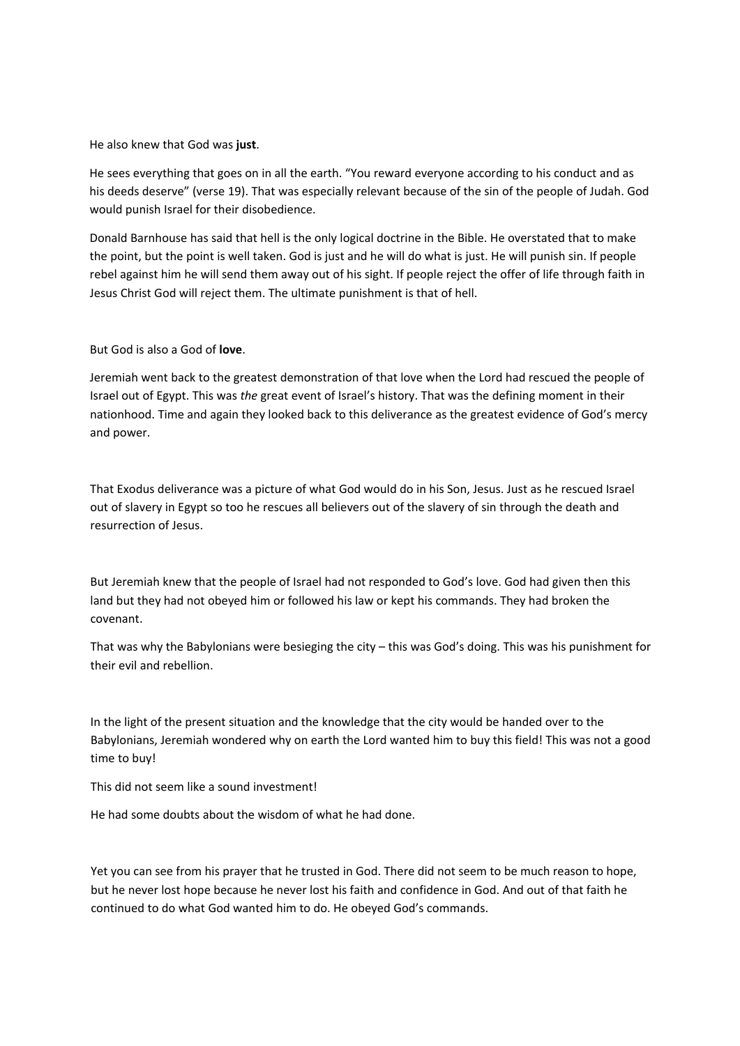He also knew that God was **just**.

He sees everything that goes on in all the earth. “You reward everyone according to his conduct and as his deeds deserve” (verse 19). That was especially relevant because of the sin of the people of Judah. God would punish Israel for their disobedience.

Donald Barnhouse has said that hell is the only logical doctrine in the Bible. He overstated that to make the point, but the point is well taken. God is just and he will do what is just. He will punish sin. If people rebel against him he will send them away out of his sight. If people reject the offer of life through faith in Jesus Christ God will reject them. The ultimate punishment is that of hell.

But God is also a God of **love**.

Jeremiah went back to the greatest demonstration of that love when the Lord had rescued the people of Israel out of Egypt. This was *the* great event of Israel’s history. That was the defining moment in their nationhood. Time and again they looked back to this deliverance as the greatest evidence of God’s mercy and power.

That Exodus deliverance was a picture of what God would do in his Son, Jesus. Just as he rescued Israel out of slavery in Egypt so too he rescues all believers out of the slavery of sin through the death and resurrection of Jesus.

But Jeremiah knew that the people of Israel had not responded to God’s love. God had given then this land but they had not obeyed him or followed his law or kept his commands. They had broken the covenant.

That was why the Babylonians were besieging the city – this was God’s doing. This was his punishment for their evil and rebellion.

In the light of the present situation and the knowledge that the city would be handed over to the Babylonians, Jeremiah wondered why on earth the Lord wanted him to buy this field! This was not a good time to buy!

This did not seem like a sound investment!

He had some doubts about the wisdom of what he had done.

Yet you can see from his prayer that he trusted in God. There did not seem to be much reason to hope, but he never lost hope because he never lost his faith and confidence in God. And out of that faith he continued to do what God wanted him to do. He obeyed God’s commands.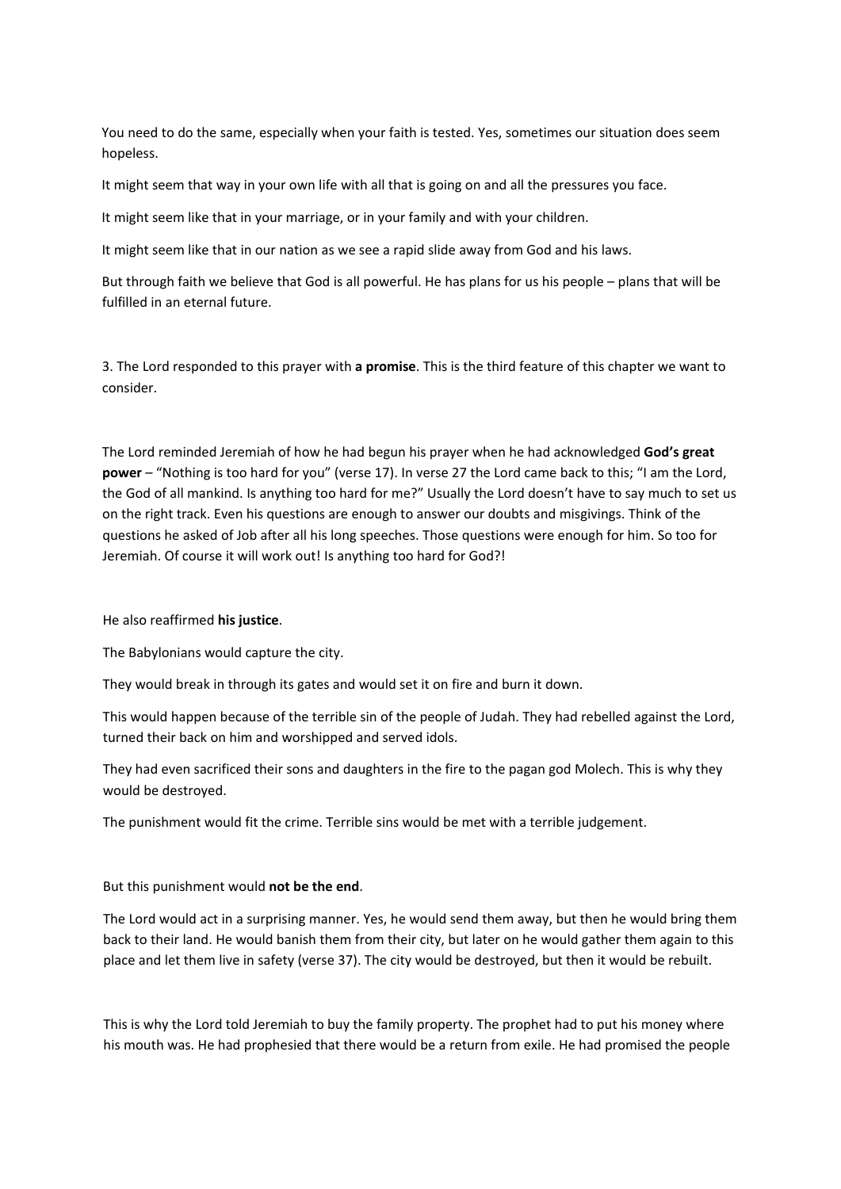You need to do the same, especially when your faith is tested. Yes, sometimes our situation does seem hopeless.

It might seem that way in your own life with all that is going on and all the pressures you face.

It might seem like that in your marriage, or in your family and with your children.

It might seem like that in our nation as we see a rapid slide away from God and his laws.

But through faith we believe that God is all powerful. He has plans for us his people – plans that will be fulfilled in an eternal future.

3. The Lord responded to this prayer with **a promise**. This is the third feature of this chapter we want to consider.

The Lord reminded Jeremiah of how he had begun his prayer when he had acknowledged **God's great power** – "Nothing is too hard for you" (verse 17). In verse 27 the Lord came back to this; "I am the Lord, the God of all mankind. Is anything too hard for me?" Usually the Lord doesn't have to say much to set us on the right track. Even his questions are enough to answer our doubts and misgivings. Think of the questions he asked of Job after all his long speeches. Those questions were enough for him. So too for Jeremiah. Of course it will work out! Is anything too hard for God?!

He also reaffirmed **his justice**.

The Babylonians would capture the city.

They would break in through its gates and would set it on fire and burn it down.

This would happen because of the terrible sin of the people of Judah. They had rebelled against the Lord, turned their back on him and worshipped and served idols.

They had even sacrificed their sons and daughters in the fire to the pagan god Molech. This is why they would be destroyed.

The punishment would fit the crime. Terrible sins would be met with a terrible judgement.

But this punishment would **not be the end**.

The Lord would act in a surprising manner. Yes, he would send them away, but then he would bring them back to their land. He would banish them from their city, but later on he would gather them again to this place and let them live in safety (verse 37). The city would be destroyed, but then it would be rebuilt.

This is why the Lord told Jeremiah to buy the family property. The prophet had to put his money where his mouth was. He had prophesied that there would be a return from exile. He had promised the people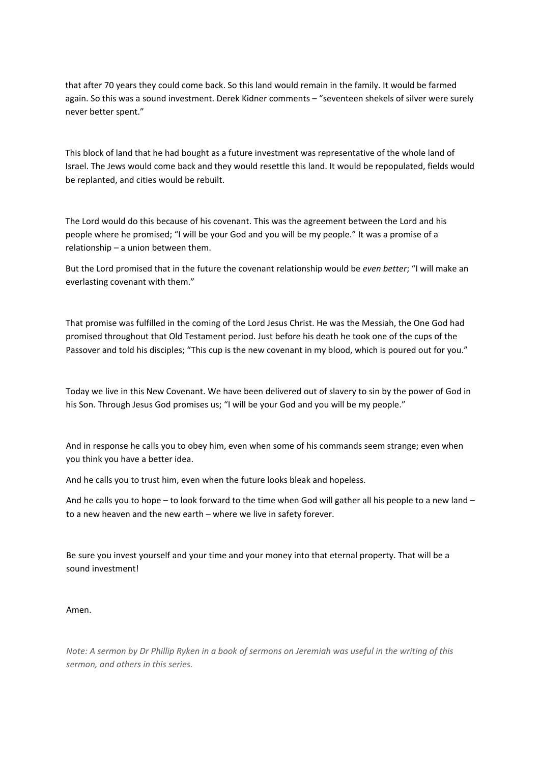that after 70 years they could come back. So this land would remain in the family. It would be farmed again. So this was a sound investment. Derek Kidner comments – "seventeen shekels of silver were surely never better spent."

This block of land that he had bought as a future investment was representative of the whole land of Israel. The Jews would come back and they would resettle this land. It would be repopulated, fields would be replanted, and cities would be rebuilt.

The Lord would do this because of his covenant. This was the agreement between the Lord and his people where he promised; "I will be your God and you will be my people." It was a promise of a relationship – a union between them.

But the Lord promised that in the future the covenant relationship would be *even better*; "I will make an everlasting covenant with them."

That promise was fulfilled in the coming of the Lord Jesus Christ. He was the Messiah, the One God had promised throughout that Old Testament period. Just before his death he took one of the cups of the Passover and told his disciples; "This cup is the new covenant in my blood, which is poured out for you."

Today we live in this New Covenant. We have been delivered out of slavery to sin by the power of God in his Son. Through Jesus God promises us; "I will be your God and you will be my people."

And in response he calls you to obey him, even when some of his commands seem strange; even when you think you have a better idea.

And he calls you to trust him, even when the future looks bleak and hopeless.

And he calls you to hope – to look forward to the time when God will gather all his people to a new land – to a new heaven and the new earth – where we live in safety forever.

Be sure you invest yourself and your time and your money into that eternal property. That will be a sound investment!

Amen.

*Note: A sermon by Dr Phillip Ryken in a book of sermons on Jeremiah was useful in the writing of this sermon, and others in this series.*